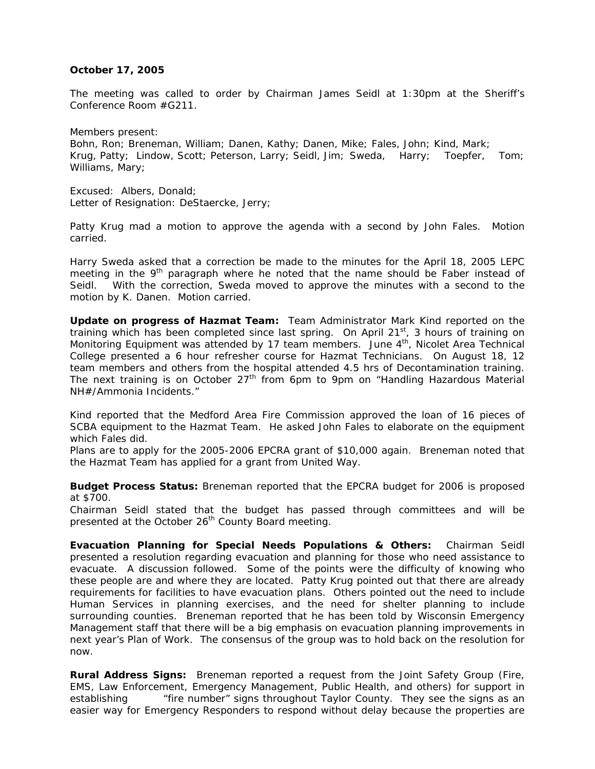**October 17, 2005**

The meeting was called to order by Chairman James Seidl at 1:30pm at the Sheriff's Conference Room #G211.

Members present:
Bohn, Ron; Breneman, William; Danen, Kathy; Danen, Mike; Fales, John; Kind, Mark; Krug, Patty; Lindow, Scott; Peterson, Larry; Seidl, Jim; Sweda, Harry; Toepfer, Tom; Williams, Mary;

Excused: Albers, Donald;
Letter of Resignation: DeStaercke, Jerry;

Patty Krug mad a motion to approve the agenda with a second by John Fales. Motion carried.

Harry Sweda asked that a correction be made to the minutes for the April 18, 2005 LEPC meeting in the 9th paragraph where he noted that the name should be Faber instead of Seidl. With the correction, Sweda moved to approve the minutes with a second to the motion by K. Danen. Motion carried.

**Update on progress of Hazmat Team:** Team Administrator Mark Kind reported on the training which has been completed since last spring. On April 21st, 3 hours of training on Monitoring Equipment was attended by 17 team members. June 4th, Nicolet Area Technical College presented a 6 hour refresher course for Hazmat Technicians. On August 18, 12 team members and others from the hospital attended 4.5 hrs of Decontamination training. The next training is on October 27th from 6pm to 9pm on "Handling Hazardous Material NH#/Ammonia Incidents."

Kind reported that the Medford Area Fire Commission approved the loan of 16 pieces of SCBA equipment to the Hazmat Team. He asked John Fales to elaborate on the equipment which Fales did.
Plans are to apply for the 2005-2006 EPCRA grant of $10,000 again. Breneman noted that the Hazmat Team has applied for a grant from United Way.

**Budget Process Status:** Breneman reported that the EPCRA budget for 2006 is proposed at $700.
Chairman Seidl stated that the budget has passed through committees and will be presented at the October 26th County Board meeting.

**Evacuation Planning for Special Needs Populations & Others:** Chairman Seidl presented a resolution regarding evacuation and planning for those who need assistance to evacuate. A discussion followed. Some of the points were the difficulty of knowing who these people are and where they are located. Patty Krug pointed out that there are already requirements for facilities to have evacuation plans. Others pointed out the need to include Human Services in planning exercises, and the need for shelter planning to include surrounding counties. Breneman reported that he has been told by Wisconsin Emergency Management staff that there will be a big emphasis on evacuation planning improvements in next year's Plan of Work. The consensus of the group was to hold back on the resolution for now.

**Rural Address Signs:** Breneman reported a request from the Joint Safety Group (Fire, EMS, Law Enforcement, Emergency Management, Public Health, and others) for support in establishing "fire number" signs throughout Taylor County. They see the signs as an easier way for Emergency Responders to respond without delay because the properties are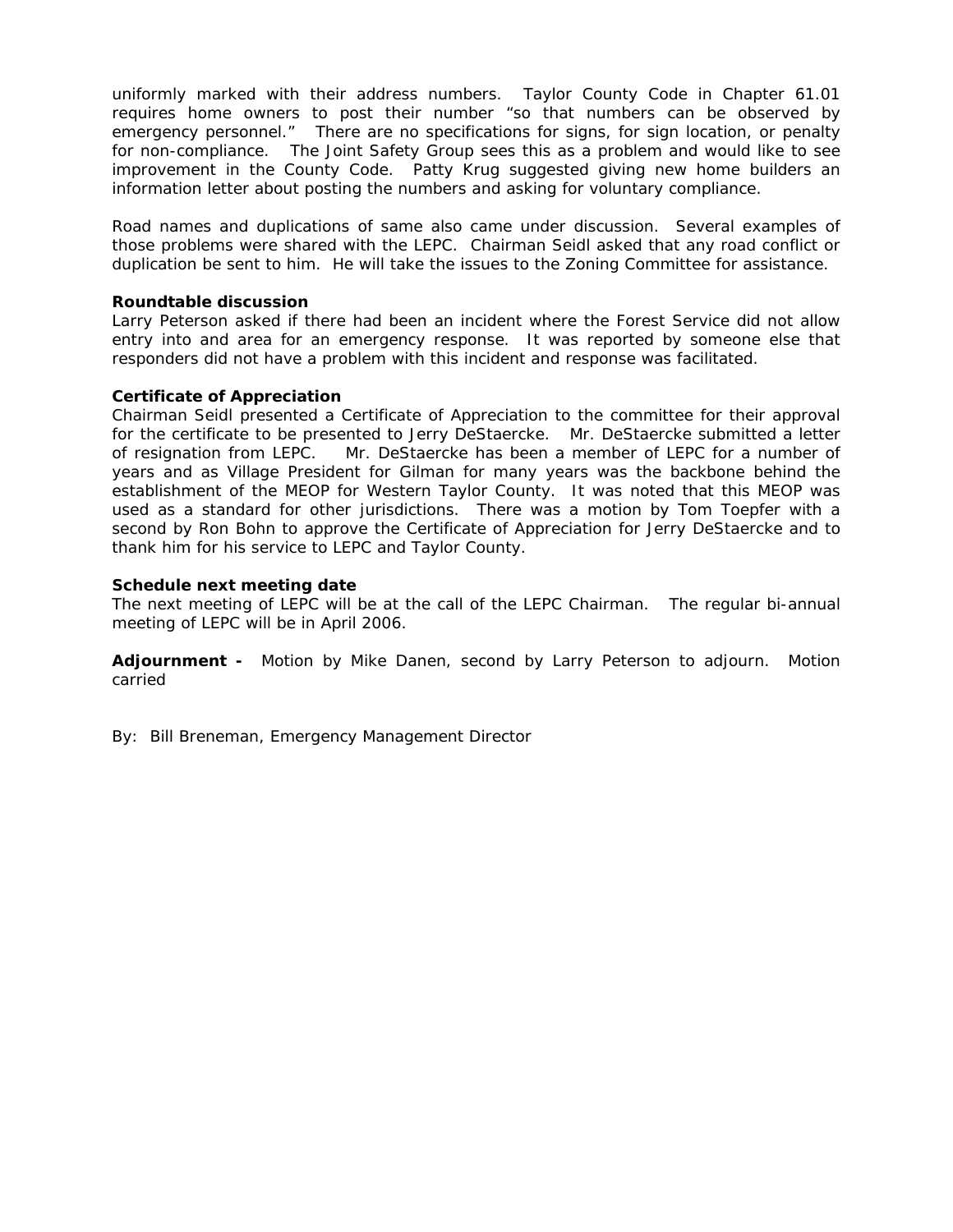uniformly marked with their address numbers. Taylor County Code in Chapter 61.01 requires home owners to post their number "so that numbers can be observed by emergency personnel." There are no specifications for signs, for sign location, or penalty for non-compliance. The Joint Safety Group sees this as a problem and would like to see improvement in the County Code. Patty Krug suggested giving new home builders an information letter about posting the numbers and asking for voluntary compliance.

Road names and duplications of same also came under discussion. Several examples of those problems were shared with the LEPC. Chairman Seidl asked that any road conflict or duplication be sent to him. He will take the issues to the Zoning Committee for assistance.

**Roundtable discussion**
Larry Peterson asked if there had been an incident where the Forest Service did not allow entry into and area for an emergency response. It was reported by someone else that responders did not have a problem with this incident and response was facilitated.

**Certificate of Appreciation**
Chairman Seidl presented a Certificate of Appreciation to the committee for their approval for the certificate to be presented to Jerry DeStaercke. Mr. DeStaercke submitted a letter of resignation from LEPC. Mr. DeStaercke has been a member of LEPC for a number of years and as Village President for Gilman for many years was the backbone behind the establishment of the MEOP for Western Taylor County. It was noted that this MEOP was used as a standard for other jurisdictions. There was a motion by Tom Toepfer with a second by Ron Bohn to approve the Certificate of Appreciation for Jerry DeStaercke and to thank him for his service to LEPC and Taylor County.

**Schedule next meeting date**
The next meeting of LEPC will be at the call of the LEPC Chairman. The regular bi-annual meeting of LEPC will be in April 2006.

**Adjournment -** Motion by Mike Danen, second by Larry Peterson to adjourn. Motion carried

By: Bill Breneman, Emergency Management Director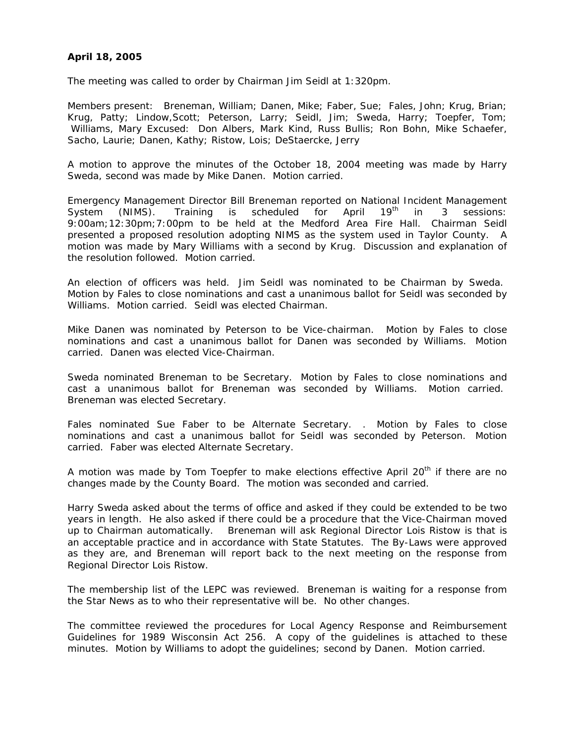**April 18, 2005**

The meeting was called to order by Chairman Jim Seidl at 1:320pm.

Members present: Breneman, William; Danen, Mike; Faber, Sue; Fales, John; Krug, Brian; Krug, Patty; Lindow,Scott; Peterson, Larry; Seidl, Jim; Sweda, Harry; Toepfer, Tom; Williams, Mary Excused: Don Albers, Mark Kind, Russ Bullis; Ron Bohn, Mike Schaefer, Sacho, Laurie; Danen, Kathy; Ristow, Lois; DeStaercke, Jerry

A motion to approve the minutes of the October 18, 2004 meeting was made by Harry Sweda, second was made by Mike Danen. Motion carried.

Emergency Management Director Bill Breneman reported on National Incident Management System (NIMS). Training is scheduled for April 19th in 3 sessions: 9:00am;12:30pm;7:00pm to be held at the Medford Area Fire Hall. Chairman Seidl presented a proposed resolution adopting NIMS as the system used in Taylor County. A motion was made by Mary Williams with a second by Krug. Discussion and explanation of the resolution followed. Motion carried.

An election of officers was held. Jim Seidl was nominated to be Chairman by Sweda. Motion by Fales to close nominations and cast a unanimous ballot for Seidl was seconded by Williams. Motion carried. Seidl was elected Chairman.

Mike Danen was nominated by Peterson to be Vice-chairman. Motion by Fales to close nominations and cast a unanimous ballot for Danen was seconded by Williams. Motion carried. Danen was elected Vice-Chairman.

Sweda nominated Breneman to be Secretary. Motion by Fales to close nominations and cast a unanimous ballot for Breneman was seconded by Williams. Motion carried. Breneman was elected Secretary.

Fales nominated Sue Faber to be Alternate Secretary. . Motion by Fales to close nominations and cast a unanimous ballot for Seidl was seconded by Peterson. Motion carried. Faber was elected Alternate Secretary.

A motion was made by Tom Toepfer to make elections effective April 20th if there are no changes made by the County Board. The motion was seconded and carried.

Harry Sweda asked about the terms of office and asked if they could be extended to be two years in length. He also asked if there could be a procedure that the Vice-Chairman moved up to Chairman automatically. Breneman will ask Regional Director Lois Ristow is that is an acceptable practice and in accordance with State Statutes. The By-Laws were approved as they are, and Breneman will report back to the next meeting on the response from Regional Director Lois Ristow.

The membership list of the LEPC was reviewed. Breneman is waiting for a response from the Star News as to who their representative will be. No other changes.

The committee reviewed the procedures for Local Agency Response and Reimbursement Guidelines for 1989 Wisconsin Act 256. A copy of the guidelines is attached to these minutes. Motion by Williams to adopt the guidelines; second by Danen. Motion carried.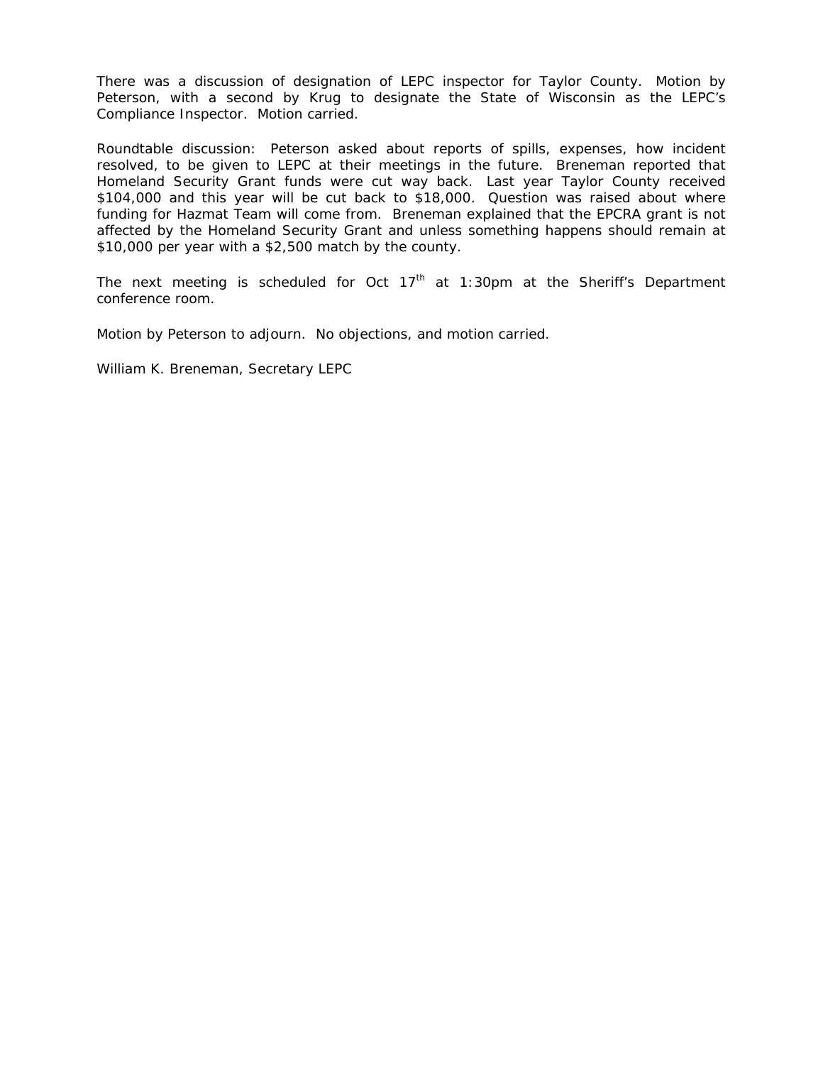There was a discussion of designation of LEPC inspector for Taylor County. Motion by Peterson, with a second by Krug to designate the State of Wisconsin as the LEPC's Compliance Inspector. Motion carried.

Roundtable discussion: Peterson asked about reports of spills, expenses, how incident resolved, to be given to LEPC at their meetings in the future. Breneman reported that Homeland Security Grant funds were cut way back. Last year Taylor County received $104,000 and this year will be cut back to $18,000. Question was raised about where funding for Hazmat Team will come from. Breneman explained that the EPCRA grant is not affected by the Homeland Security Grant and unless something happens should remain at $10,000 per year with a $2,500 match by the county.

The next meeting is scheduled for Oct 17th at 1:30pm at the Sheriff's Department conference room.

Motion by Peterson to adjourn. No objections, and motion carried.

William K. Breneman, Secretary LEPC